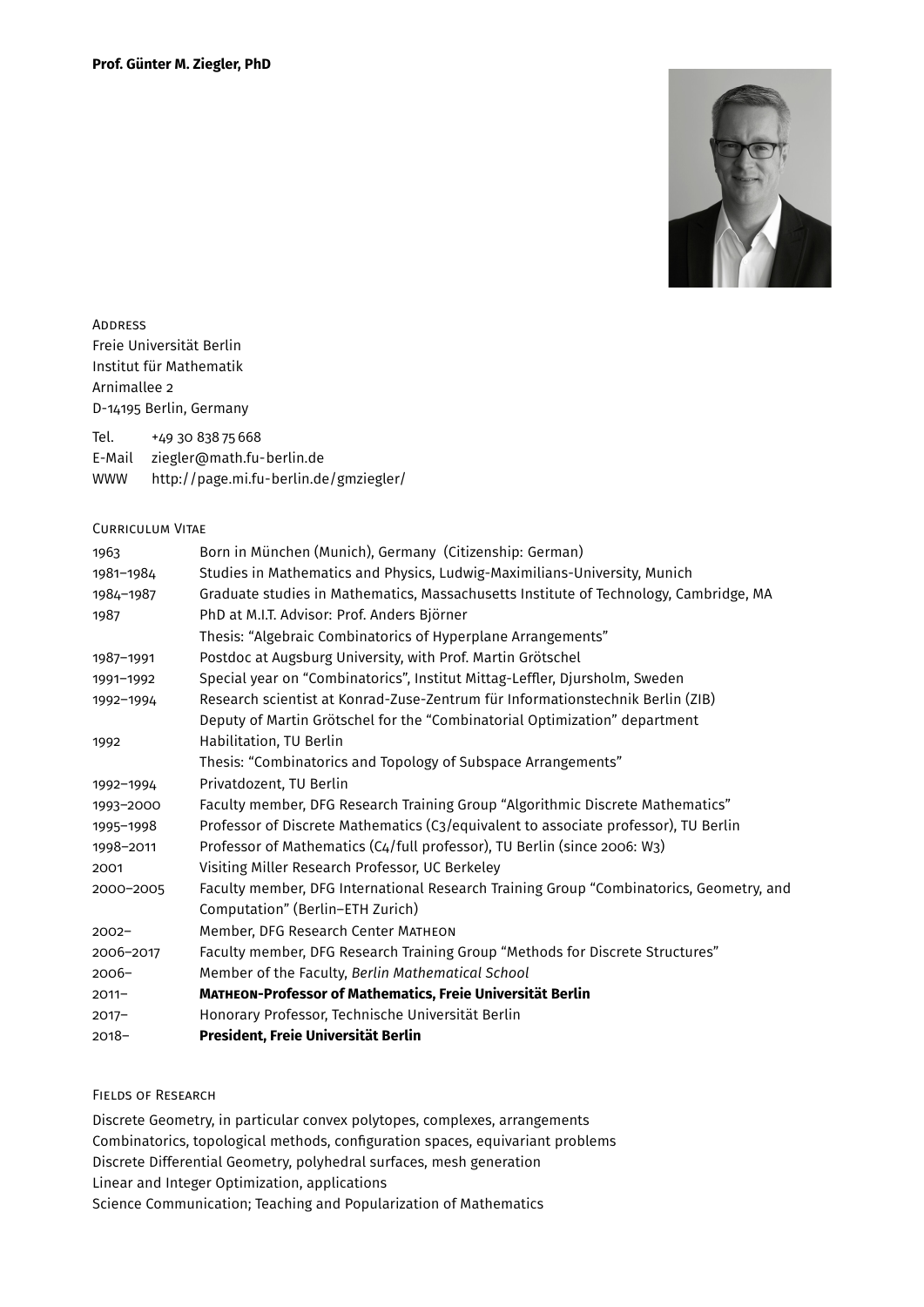**Prof. Günter M. Ziegler, PhD**

## Address

Freie Universität Berlin
Institut für Mathematik
Arnimallee 2
D-14195 Berlin, Germany

Tel. +49 30 838 75 668
E-Mail ziegler@math.fu-berlin.de
WWW http://page.mi.fu-berlin.de/gmziegler/

## Curriculum Vitae

| | |
|---|---|
| 1963 | Born in München (Munich), Germany (Citizenship: German) |
| 1981–1984 | Studies in Mathematics and Physics, Ludwig-Maximilians-University, Munich |
| 1984–1987 | Graduate studies in Mathematics, Massachusetts Institute of Technology, Cambridge, MA |
| 1987 | PhD at M.I.T. Advisor: Prof. Anders Björner |
| | Thesis: "Algebraic Combinatorics of Hyperplane Arrangements" |
| 1987–1991 | Postdoc at Augsburg University, with Prof. Martin Grötschel |
| 1991–1992 | Special year on "Combinatorics", Institut Mittag-Leffler, Djursholm, Sweden |
| 1992–1994 | Research scientist at Konrad-Zuse-Zentrum für Informationstechnik Berlin (ZIB) |
| | Deputy of Martin Grötschel for the "Combinatorial Optimization" department |
| 1992 | Habilitation, TU Berlin |
| | Thesis: "Combinatorics and Topology of Subspace Arrangements" |
| 1992–1994 | Privatdozent, TU Berlin |
| 1993–2000 | Faculty member, DFG Research Training Group "Algorithmic Discrete Mathematics" |
| 1995–1998 | Professor of Discrete Mathematics (C3/equivalent to associate professor), TU Berlin |
| 1998–2011 | Professor of Mathematics (C4/full professor), TU Berlin (since 2006: W3) |
| 2001 | Visiting Miller Research Professor, UC Berkeley |
| 2000–2005 | Faculty member, DFG International Research Training Group "Combinatorics, Geometry, and Computation" (Berlin–ETH Zurich) |
| 2002– | Member, DFG Research Center Matheon |
| 2006–2017 | Faculty member, DFG Research Training Group "Methods for Discrete Structures" |
| 2006– | Member of the Faculty, *Berlin Mathematical School* |
| 2011– | **Matheon-Professor of Mathematics, Freie Universität Berlin** |
| 2017– | Honorary Professor, Technische Universität Berlin |
| 2018– | **President, Freie Universität Berlin** |

## Fields of Research

Discrete Geometry, in particular convex polytopes, complexes, arrangements
Combinatorics, topological methods, configuration spaces, equivariant problems
Discrete Differential Geometry, polyhedral surfaces, mesh generation
Linear and Integer Optimization, applications
Science Communication; Teaching and Popularization of Mathematics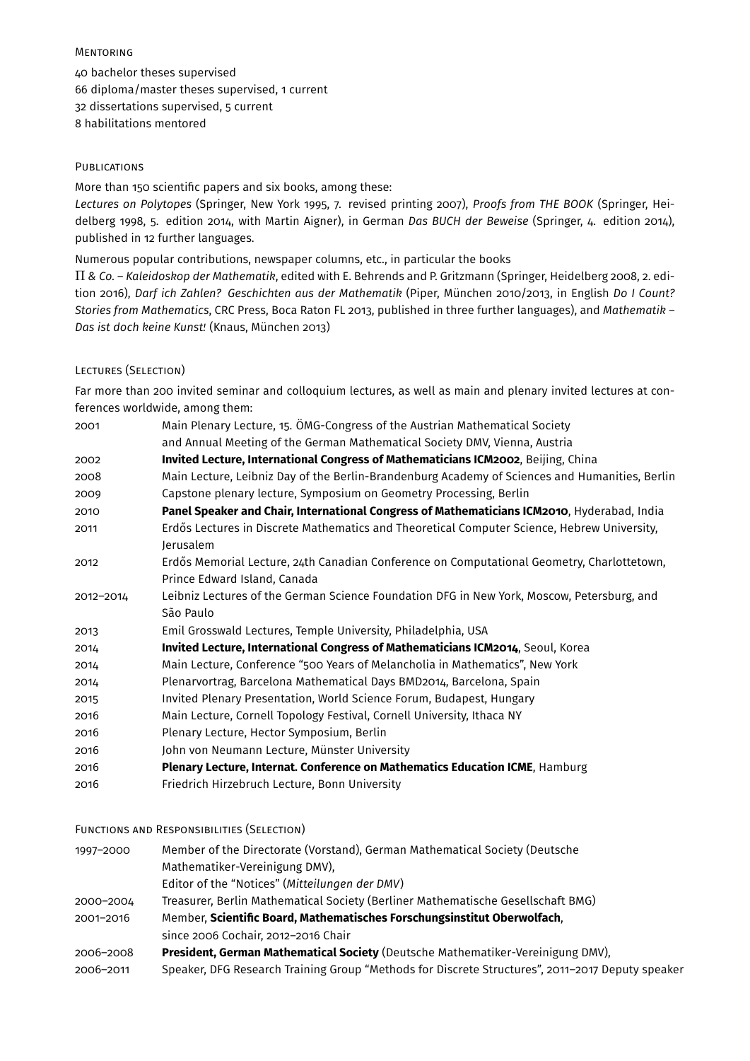## Mentoring

40 bachelor theses supervised
66 diploma/master theses supervised, 1 current
32 dissertations supervised, 5 current
8 habilitations mentored

## Publications

More than 150 scientific papers and six books, among these:
*Lectures on Polytopes* (Springer, New York 1995, 7. revised printing 2007), *Proofs from THE BOOK* (Springer, Heidelberg 1998, 5. edition 2014, with Martin Aigner), in German *Das BUCH der Beweise* (Springer, 4. edition 2014), published in 12 further languages.

Numerous popular contributions, newspaper columns, etc., in particular the books
$\Pi$ *& Co. – Kaleidoskop der Mathematik*, edited with E. Behrends and P. Gritzmann (Springer, Heidelberg 2008, 2. edition 2016), *Darf ich Zahlen? Geschichten aus der Mathematik* (Piper, München 2010/2013, in English *Do I Count? Stories from Mathematics*, CRC Press, Boca Raton FL 2013, published in three further languages), and *Mathematik – Das ist doch keine Kunst!* (Knaus, München 2013)

## Lectures (Selection)

Far more than 200 invited seminar and colloquium lectures, as well as main and plenary invited lectures at conferences worldwide, among them:

| | |
|---|---|
| 2001 | Main Plenary Lecture, 15. ÖMG-Congress of the Austrian Mathematical Society and Annual Meeting of the German Mathematical Society DMV, Vienna, Austria |
| 2002 | **Invited Lecture, International Congress of Mathematicians ICM2002**, Beijing, China |
| 2008 | Main Lecture, Leibniz Day of the Berlin-Brandenburg Academy of Sciences and Humanities, Berlin |
| 2009 | Capstone plenary lecture, Symposium on Geometry Processing, Berlin |
| 2010 | **Panel Speaker and Chair, International Congress of Mathematicians ICM2010**, Hyderabad, India |
| 2011 | Erdős Lectures in Discrete Mathematics and Theoretical Computer Science, Hebrew University, Jerusalem |
| 2012 | Erdős Memorial Lecture, 24th Canadian Conference on Computational Geometry, Charlottetown, Prince Edward Island, Canada |
| 2012–2014 | Leibniz Lectures of the German Science Foundation DFG in New York, Moscow, Petersburg, and São Paulo |
| 2013 | Emil Grosswald Lectures, Temple University, Philadelphia, USA |
| 2014 | **Invited Lecture, International Congress of Mathematicians ICM2014**, Seoul, Korea |
| 2014 | Main Lecture, Conference "500 Years of Melancholia in Mathematics", New York |
| 2014 | Plenarvortrag, Barcelona Mathematical Days BMD2014, Barcelona, Spain |
| 2015 | Invited Plenary Presentation, World Science Forum, Budapest, Hungary |
| 2016 | Main Lecture, Cornell Topology Festival, Cornell University, Ithaca NY |
| 2016 | Plenary Lecture, Hector Symposium, Berlin |
| 2016 | John von Neumann Lecture, Münster University |
| 2016 | **Plenary Lecture, Internat. Conference on Mathematics Education ICME**, Hamburg |
| 2016 | Friedrich Hirzebruch Lecture, Bonn University |

## Functions and Responsibilities (Selection)

| | |
|---|---|
| 1997–2000 | Member of the Directorate (Vorstand), German Mathematical Society (Deutsche Mathematiker-Vereinigung DMV), Editor of the "Notices" (*Mitteilungen der DMV*) |
| 2000–2004 | Treasurer, Berlin Mathematical Society (Berliner Mathematische Gesellschaft BMG) |
| 2001–2016 | Member, **Scientific Board, Mathematisches Forschungsinstitut Oberwolfach**, since 2006 Cochair, 2012–2016 Chair |
| 2006–2008 | **President, German Mathematical Society** (Deutsche Mathematiker-Vereinigung DMV), |
| 2006–2011 | Speaker, DFG Research Training Group "Methods for Discrete Structures", 2011–2017 Deputy speaker |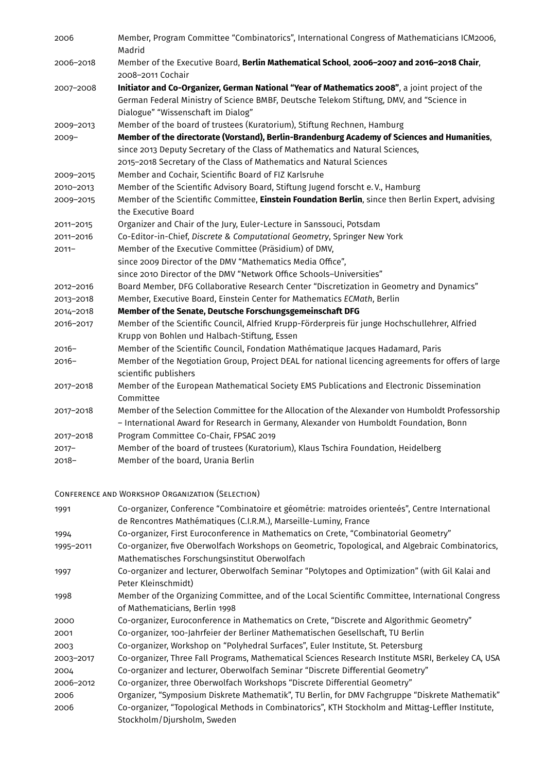| | |
|---|---|
| 2006 | Member, Program Committee "Combinatorics", International Congress of Mathematicians ICM2006, Madrid |
| 2006–2018 | Member of the Executive Board, **Berlin Mathematical School**, **2006–2007 and 2016–2018 Chair**, 2008–2011 Cochair |
| 2007–2008 | **Initiator and Co-Organizer, German National "Year of Mathematics 2008"**, a joint project of the German Federal Ministry of Science BMBF, Deutsche Telekom Stiftung, DMV, and "Science in Dialogue" "Wissenschaft im Dialog" |
| 2009–2013 | Member of the board of trustees (Kuratorium), Stiftung Rechnen, Hamburg |
| 2009– | **Member of the directorate (Vorstand), Berlin-Brandenburg Academy of Sciences and Humanities**, since 2013 Deputy Secretary of the Class of Mathematics and Natural Sciences, 2015–2018 Secretary of the Class of Mathematics and Natural Sciences |
| 2009–2015 | Member and Cochair, Scientific Board of FIZ Karlsruhe |
| 2010–2013 | Member of the Scientific Advisory Board, Stiftung Jugend forscht e. V., Hamburg |
| 2009–2015 | Member of the Scientific Committee, **Einstein Foundation Berlin**, since then Berlin Expert, advising the Executive Board |
| 2011–2015 | Organizer and Chair of the Jury, Euler-Lecture in Sanssouci, Potsdam |
| 2011–2016 | Co-Editor-in-Chief, *Discrete & Computational Geometry*, Springer New York |
| 2011– | Member of the Executive Committee (Präsidium) of DMV, since 2009 Director of the DMV "Mathematics Media Office", since 2010 Director of the DMV "Network Office Schools–Universities" |
| 2012–2016 | Board Member, DFG Collaborative Research Center "Discretization in Geometry and Dynamics" |
| 2013–2018 | Member, Executive Board, Einstein Center for Mathematics *ECMath*, Berlin |
| 2014–2018 | **Member of the Senate, Deutsche Forschungsgemeinschaft DFG** |
| 2016–2017 | Member of the Scientific Council, Alfried Krupp-Förderpreis für junge Hochschullehrer, Alfried Krupp von Bohlen und Halbach-Stiftung, Essen |
| 2016– | Member of the Scientific Council, Fondation Mathématique Jacques Hadamard, Paris |
| 2016– | Member of the Negotiation Group, Project DEAL for national licencing agreements for offers of large scientific publishers |
| 2017–2018 | Member of the European Mathematical Society EMS Publications and Electronic Dissemination Committee |
| 2017–2018 | Member of the Selection Committee for the Allocation of the Alexander von Humboldt Professorship – International Award for Research in Germany, Alexander von Humboldt Foundation, Bonn |
| 2017–2018 | Program Committee Co-Chair, FPSAC 2019 |
| 2017– | Member of the board of trustees (Kuratorium), Klaus Tschira Foundation, Heidelberg |
| 2018– | Member of the board, Urania Berlin |

## Conference and Workshop Organization (Selection)

| | |
|---|---|
| 1991 | Co-organizer, Conference "Combinatoire et géométrie: matroides orienteés", Centre International de Rencontres Mathématiques (C.I.R.M.), Marseille-Luminy, France |
| 1994 | Co-organizer, First Euroconference in Mathematics on Crete, "Combinatorial Geometry" |
| 1995–2011 | Co-organizer, five Oberwolfach Workshops on Geometric, Topological, and Algebraic Combinatorics, Mathematisches Forschungsinstitut Oberwolfach |
| 1997 | Co-organizer and lecturer, Oberwolfach Seminar "Polytopes and Optimization" (with Gil Kalai and Peter Kleinschmidt) |
| 1998 | Member of the Organizing Committee, and of the Local Scientific Committee, International Congress of Mathematicians, Berlin 1998 |
| 2000 | Co-organizer, Euroconference in Mathematics on Crete, "Discrete and Algorithmic Geometry" |
| 2001 | Co-organizer, 100-Jahrfeier der Berliner Mathematischen Gesellschaft, TU Berlin |
| 2003 | Co-organizer, Workshop on "Polyhedral Surfaces", Euler Institute, St. Petersburg |
| 2003–2017 | Co-organizer, Three Fall Programs, Mathematical Sciences Research Institute MSRI, Berkeley CA, USA |
| 2004 | Co-organizer and lecturer, Oberwolfach Seminar "Discrete Differential Geometry" |
| 2006–2012 | Co-organizer, three Oberwolfach Workshops "Discrete Differential Geometry" |
| 2006 | Organizer, "Symposium Diskrete Mathematik", TU Berlin, for DMV Fachgruppe "Diskrete Mathematik" |
| 2006 | Co-organizer, "Topological Methods in Combinatorics", KTH Stockholm and Mittag-Leffler Institute, Stockholm/Djursholm, Sweden |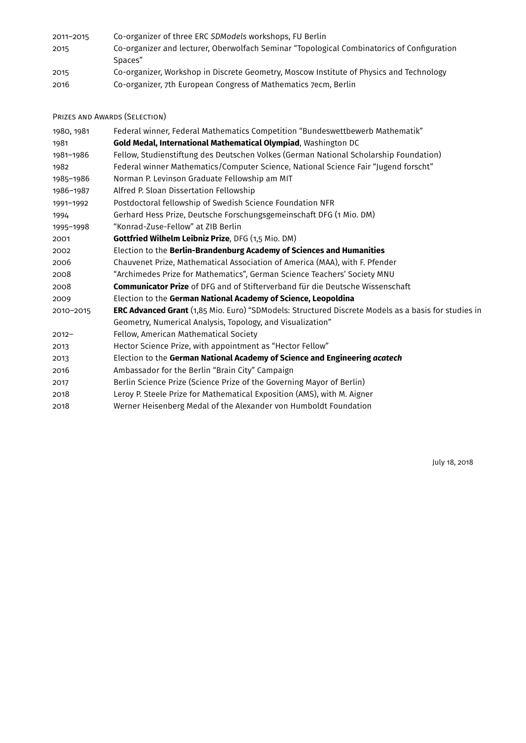| | |
|---|---|
| 2011–2015 | Co-organizer of three ERC *SDModels* workshops, FU Berlin |
| 2015 | Co-organizer and lecturer, Oberwolfach Seminar "Topological Combinatorics of Configuration Spaces" |
| 2015 | Co-organizer, Workshop in Discrete Geometry, Moscow Institute of Physics and Technology |
| 2016 | Co-organizer, 7th European Congress of Mathematics 7ecm, Berlin |

## Prizes and Awards (Selection)

| | |
|---|---|
| 1980, 1981 | Federal winner, Federal Mathematics Competition "Bundeswettbewerb Mathematik" |
| 1981 | **Gold Medal, International Mathematical Olympiad**, Washington DC |
| 1981–1986 | Fellow, Studienstiftung des Deutschen Volkes (German National Scholarship Foundation) |
| 1982 | Federal winner Mathematics/Computer Science, National Science Fair "Jugend forscht" |
| 1985–1986 | Norman P. Levinson Graduate Fellowship am MIT |
| 1986–1987 | Alfred P. Sloan Dissertation Fellowship |
| 1991–1992 | Postdoctoral fellowship of Swedish Science Foundation NFR |
| 1994 | Gerhard Hess Prize, Deutsche Forschungsgemeinschaft DFG (1 Mio. DM) |
| 1995–1998 | "Konrad-Zuse-Fellow" at ZIB Berlin |
| 2001 | **Gottfried Wilhelm Leibniz Prize**, DFG (1,5 Mio. DM) |
| 2002 | Election to the **Berlin-Brandenburg Academy of Sciences and Humanities** |
| 2006 | Chauvenet Prize, Mathematical Association of America (MAA), with F. Pfender |
| 2008 | "Archimedes Prize for Mathematics", German Science Teachers' Society MNU |
| 2008 | **Communicator Prize** of DFG and of Stifterverband für die Deutsche Wissenschaft |
| 2009 | Election to the **German National Academy of Science, Leopoldina** |
| 2010–2015 | **ERC Advanced Grant** (1,85 Mio. Euro) "SDModels: Structured Discrete Models as a basis for studies in Geometry, Numerical Analysis, Topology, and Visualization" |
| 2012– | Fellow, American Mathematical Society |
| 2013 | Hector Science Prize, with appointment as "Hector Fellow" |
| 2013 | Election to the **German National Academy of Science and Engineering *acatech*** |
| 2016 | Ambassador for the Berlin "Brain City" Campaign |
| 2017 | Berlin Science Prize (Science Prize of the Governing Mayor of Berlin) |
| 2018 | Leroy P. Steele Prize for Mathematical Exposition (AMS), with M. Aigner |
| 2018 | Werner Heisenberg Medal of the Alexander von Humboldt Foundation |

July 18, 2018